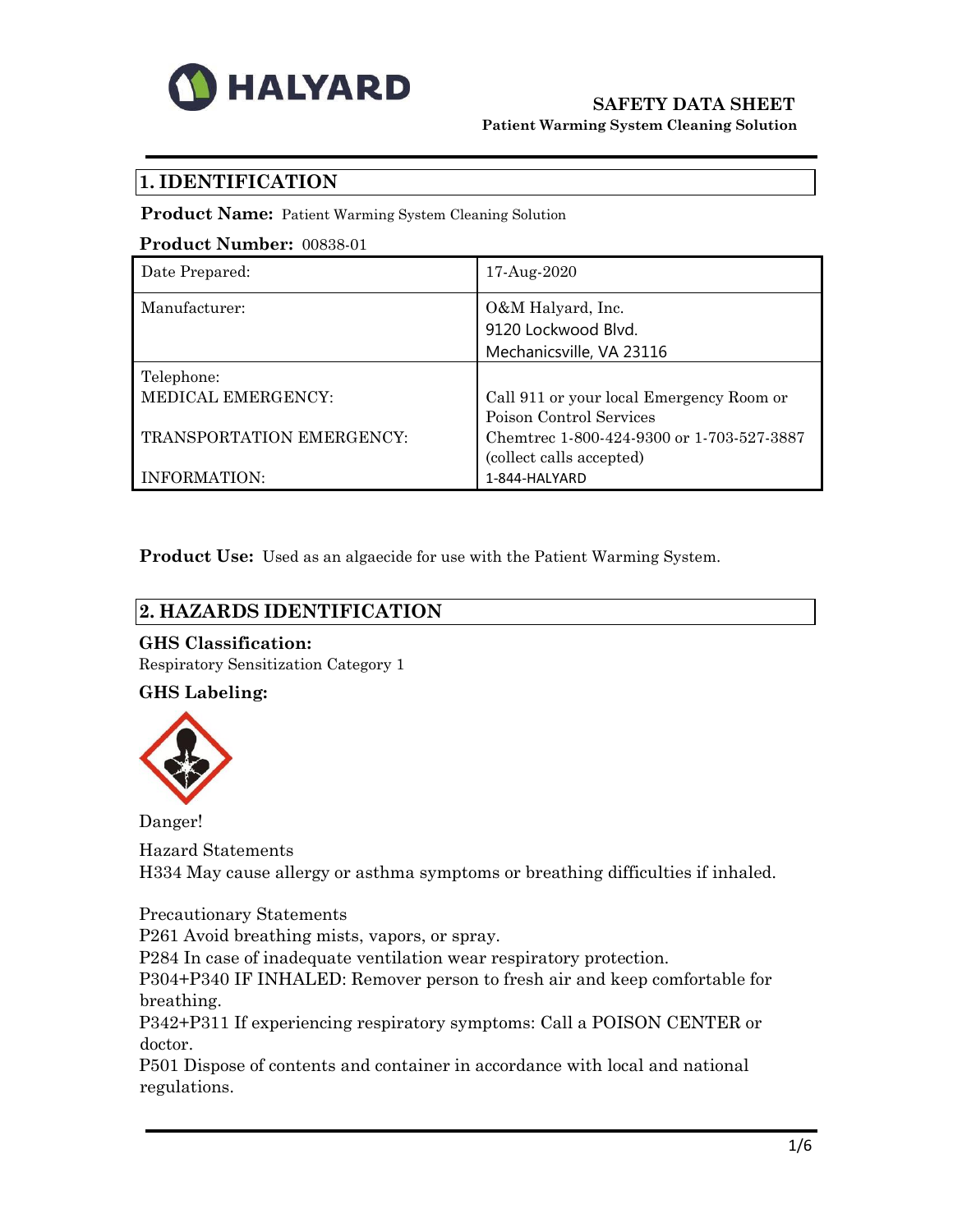HALYARD

# SAFETY DATA SHEET

**Patient Warming System Cleaning Solution**

## 1. IDENTIFICATION

**Product Name:** Patient Warming System Cleaning Solution

**Product Number:** 00838-01

| Date Prepared: | 17-Aug-2020 |
|---|---|
| Manufacturer: | O&M Halyard, Inc.<br>9120 Lockwood Blvd.<br>Mechanicsville, VA 23116 |
| Telephone:<br>MEDICAL EMERGENCY:<br><br>TRANSPORTATION EMERGENCY:<br><br>INFORMATION: | <br>Call 911 or your local Emergency Room or Poison Control Services<br>Chemtrec 1-800-424-9300 or 1-703-527-3887 (collect calls accepted)<br>1-844-HALYARD |

**Product Use:** Used as an algaecide for use with the Patient Warming System.

## 2. HAZARDS IDENTIFICATION

**GHS Classification:**

Respiratory Sensitization Category 1

**GHS Labeling:**

Danger!

Hazard Statements

H334 May cause allergy or asthma symptoms or breathing difficulties if inhaled.

Precautionary Statements

P261 Avoid breathing mists, vapors, or spray.

P284 In case of inadequate ventilation wear respiratory protection.

P304+P340 IF INHALED: Remover person to fresh air and keep comfortable for breathing.

P342+P311 If experiencing respiratory symptoms: Call a POISON CENTER or doctor.

P501 Dispose of contents and container in accordance with local and national regulations.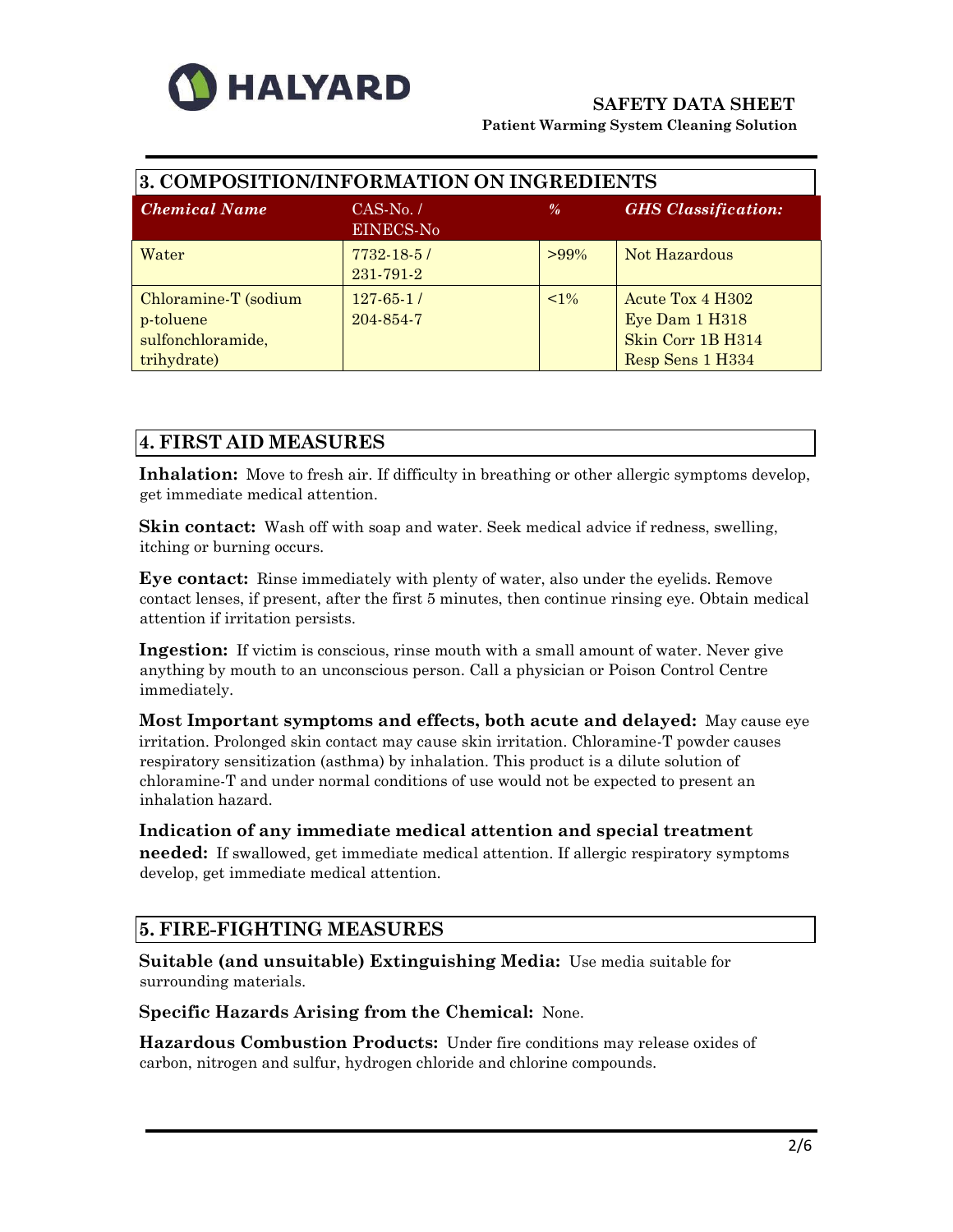## 3. COMPOSITION/INFORMATION ON INGREDIENTS

| *Chemical Name* | CAS-No. / EINECS-No | % | *GHS Classification:* |
|---|---|---|---|
| Water | 7732-18-5 / 231-791-2 | >99% | Not Hazardous |
| Chloramine-T (sodium p-toluene sulfonchloramide, trihydrate) | 127-65-1 / 204-854-7 | <1% | Acute Tox 4 H302<br>Eye Dam 1 H318<br>Skin Corr 1B H314<br>Resp Sens 1 H334 |

## 4. FIRST AID MEASURES

**Inhalation:** Move to fresh air. If difficulty in breathing or other allergic symptoms develop, get immediate medical attention.

**Skin contact:** Wash off with soap and water. Seek medical advice if redness, swelling, itching or burning occurs.

**Eye contact:** Rinse immediately with plenty of water, also under the eyelids. Remove contact lenses, if present, after the first 5 minutes, then continue rinsing eye. Obtain medical attention if irritation persists.

**Ingestion:** If victim is conscious, rinse mouth with a small amount of water. Never give anything by mouth to an unconscious person. Call a physician or Poison Control Centre immediately.

**Most Important symptoms and effects, both acute and delayed:** May cause eye irritation. Prolonged skin contact may cause skin irritation. Chloramine-T powder causes respiratory sensitization (asthma) by inhalation. This product is a dilute solution of chloramine-T and under normal conditions of use would not be expected to present an inhalation hazard.

**Indication of any immediate medical attention and special treatment needed:** If swallowed, get immediate medical attention. If allergic respiratory symptoms develop, get immediate medical attention.

## 5. FIRE-FIGHTING MEASURES

**Suitable (and unsuitable) Extinguishing Media:** Use media suitable for surrounding materials.

**Specific Hazards Arising from the Chemical:** None.

**Hazardous Combustion Products:** Under fire conditions may release oxides of carbon, nitrogen and sulfur, hydrogen chloride and chlorine compounds.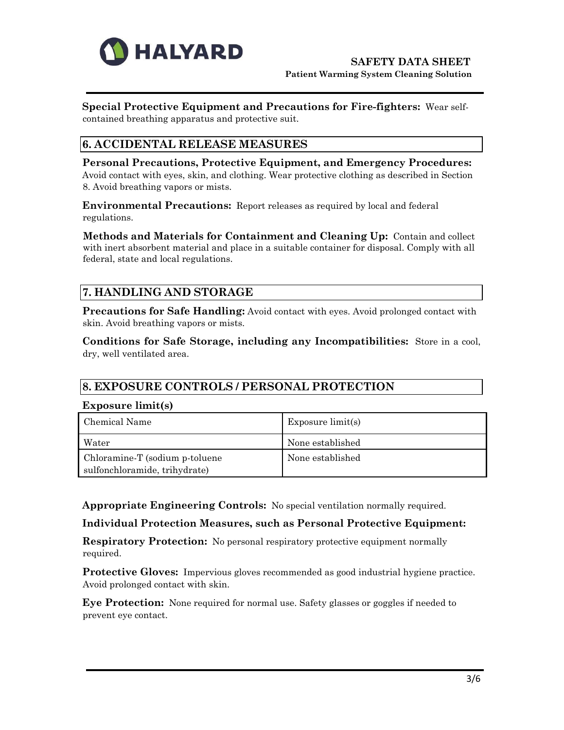**Special Protective Equipment and Precautions for Fire-fighters:** Wear self-contained breathing apparatus and protective suit.

## 6. ACCIDENTAL RELEASE MEASURES

**Personal Precautions, Protective Equipment, and Emergency Procedures:** Avoid contact with eyes, skin, and clothing. Wear protective clothing as described in Section 8. Avoid breathing vapors or mists.

**Environmental Precautions:** Report releases as required by local and federal regulations.

**Methods and Materials for Containment and Cleaning Up:** Contain and collect with inert absorbent material and place in a suitable container for disposal. Comply with all federal, state and local regulations.

## 7. HANDLING AND STORAGE

**Precautions for Safe Handling:** Avoid contact with eyes. Avoid prolonged contact with skin. Avoid breathing vapors or mists.

**Conditions for Safe Storage, including any Incompatibilities:** Store in a cool, dry, well ventilated area.

## 8. EXPOSURE CONTROLS / PERSONAL PROTECTION

**Exposure limit(s)**

| Chemical Name | Exposure limit(s) |
|---|---|
| Water | None established |
| Chloramine-T (sodium p-toluene sulfonchloramide, trihydrate) | None established |

**Appropriate Engineering Controls:** No special ventilation normally required.

**Individual Protection Measures, such as Personal Protective Equipment:**

**Respiratory Protection:** No personal respiratory protective equipment normally required.

**Protective Gloves:** Impervious gloves recommended as good industrial hygiene practice. Avoid prolonged contact with skin.

**Eye Protection:** None required for normal use. Safety glasses or goggles if needed to prevent eye contact.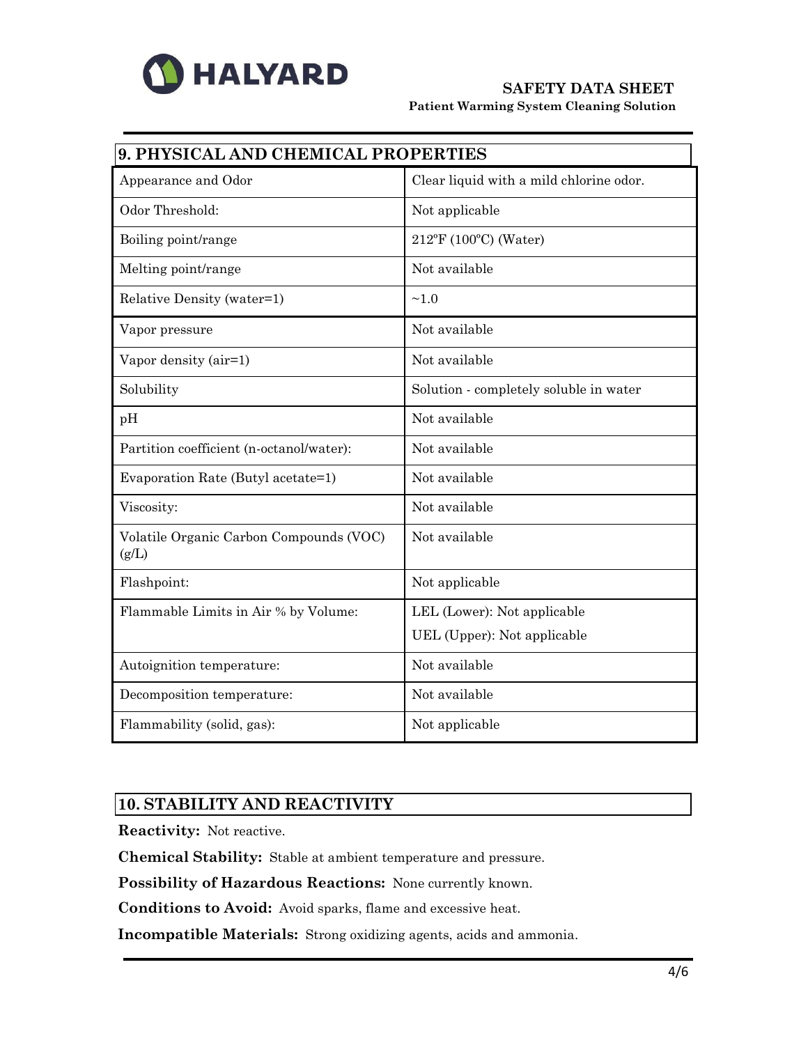## 9. PHYSICAL AND CHEMICAL PROPERTIES

| | |
|---|---|
| Appearance and Odor | Clear liquid with a mild chlorine odor. |
| Odor Threshold: | Not applicable |
| Boiling point/range | 212ºF (100ºC) (Water) |
| Melting point/range | Not available |
| Relative Density (water=1) | ~1.0 |
| Vapor pressure | Not available |
| Vapor density (air=1) | Not available |
| Solubility | Solution - completely soluble in water |
| pH | Not available |
| Partition coefficient (n-octanol/water): | Not available |
| Evaporation Rate (Butyl acetate=1) | Not available |
| Viscosity: | Not available |
| Volatile Organic Carbon Compounds (VOC) (g/L) | Not available |
| Flashpoint: | Not applicable |
| Flammable Limits in Air % by Volume: | LEL (Lower): Not applicable<br>UEL (Upper): Not applicable |
| Autoignition temperature: | Not available |
| Decomposition temperature: | Not available |
| Flammability (solid, gas): | Not applicable |

## 10. STABILITY AND REACTIVITY

**Reactivity:** Not reactive.

**Chemical Stability:** Stable at ambient temperature and pressure.

**Possibility of Hazardous Reactions:** None currently known.

**Conditions to Avoid:** Avoid sparks, flame and excessive heat.

**Incompatible Materials:** Strong oxidizing agents, acids and ammonia.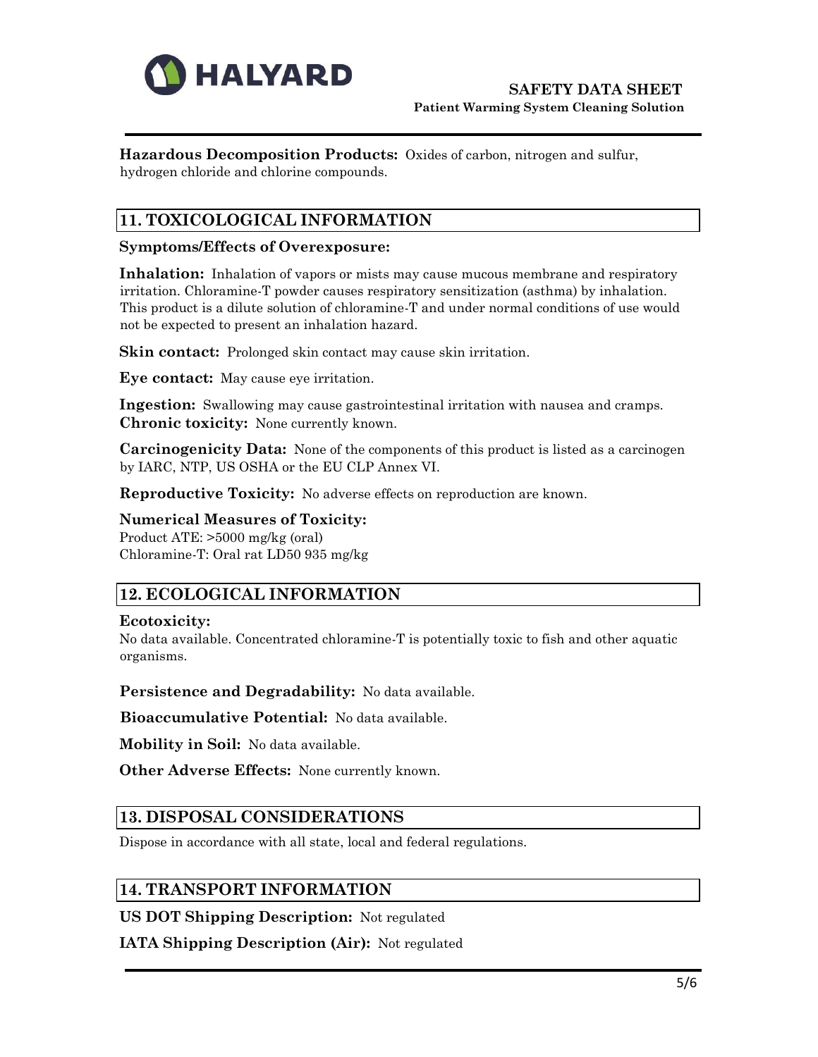**Hazardous Decomposition Products:** Oxides of carbon, nitrogen and sulfur, hydrogen chloride and chlorine compounds.

## 11. TOXICOLOGICAL INFORMATION

**Symptoms/Effects of Overexposure:**

**Inhalation:** Inhalation of vapors or mists may cause mucous membrane and respiratory irritation. Chloramine-T powder causes respiratory sensitization (asthma) by inhalation. This product is a dilute solution of chloramine-T and under normal conditions of use would not be expected to present an inhalation hazard.

**Skin contact:** Prolonged skin contact may cause skin irritation.

**Eye contact:** May cause eye irritation.

**Ingestion:** Swallowing may cause gastrointestinal irritation with nausea and cramps.
**Chronic toxicity:** None currently known.

**Carcinogenicity Data:** None of the components of this product is listed as a carcinogen by IARC, NTP, US OSHA or the EU CLP Annex VI.

**Reproductive Toxicity:** No adverse effects on reproduction are known.

**Numerical Measures of Toxicity:**
Product ATE: >5000 mg/kg (oral)
Chloramine-T: Oral rat LD50 935 mg/kg

## 12. ECOLOGICAL INFORMATION

**Ecotoxicity:**
No data available. Concentrated chloramine-T is potentially toxic to fish and other aquatic organisms.

**Persistence and Degradability:** No data available.

**Bioaccumulative Potential:** No data available.

**Mobility in Soil:** No data available.

**Other Adverse Effects:** None currently known.

## 13. DISPOSAL CONSIDERATIONS

Dispose in accordance with all state, local and federal regulations.

## 14. TRANSPORT INFORMATION

**US DOT Shipping Description:** Not regulated

**IATA Shipping Description (Air):** Not regulated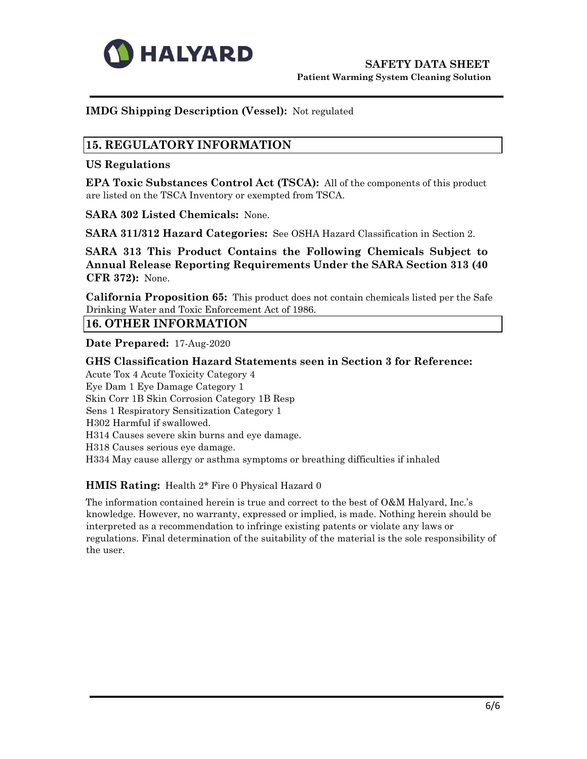**IMDG Shipping Description (Vessel):** Not regulated

## 15. REGULATORY INFORMATION

**US Regulations**

**EPA Toxic Substances Control Act (TSCA):** All of the components of this product are listed on the TSCA Inventory or exempted from TSCA.

**SARA 302 Listed Chemicals:** None.

**SARA 311/312 Hazard Categories:** See OSHA Hazard Classification in Section 2.

**SARA 313 This Product Contains the Following Chemicals Subject to Annual Release Reporting Requirements Under the SARA Section 313 (40 CFR 372):** None.

**California Proposition 65:** This product does not contain chemicals listed per the Safe Drinking Water and Toxic Enforcement Act of 1986.

## 16. OTHER INFORMATION

**Date Prepared:** 17-Aug-2020

**GHS Classification Hazard Statements seen in Section 3 for Reference:**

Acute Tox 4 Acute Toxicity Category 4
Eye Dam 1 Eye Damage Category 1
Skin Corr 1B Skin Corrosion Category 1B Resp
Sens 1 Respiratory Sensitization Category 1
H302 Harmful if swallowed.
H314 Causes severe skin burns and eye damage.
H318 Causes serious eye damage.
H334 May cause allergy or asthma symptoms or breathing difficulties if inhaled

**HMIS Rating:** Health 2* Fire 0 Physical Hazard 0

The information contained herein is true and correct to the best of O&M Halyard, Inc.'s knowledge. However, no warranty, expressed or implied, is made. Nothing herein should be interpreted as a recommendation to infringe existing patents or violate any laws or regulations. Final determination of the suitability of the material is the sole responsibility of the user.